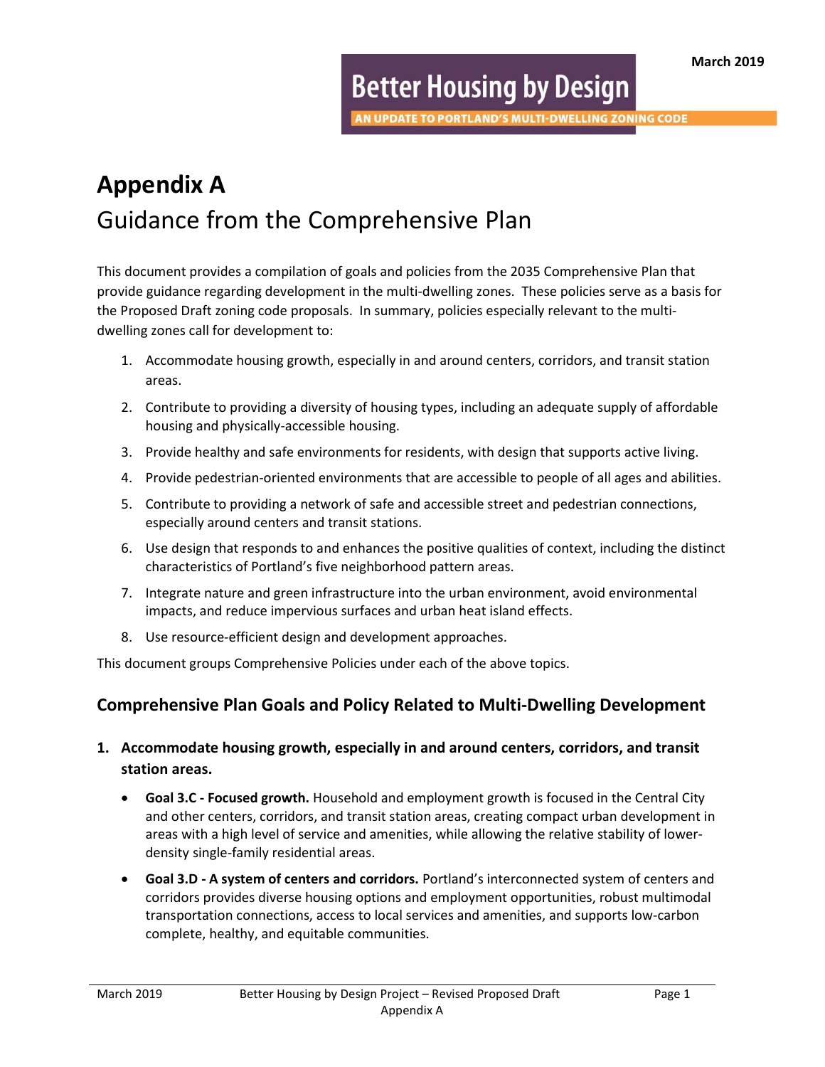March 2019

**Better Housing by Design**

AN UPDATE TO PORTLAND'S MULTI-DWELLING ZONING CODE

# Appendix A

## Guidance from the Comprehensive Plan

This document provides a compilation of goals and policies from the 2035 Comprehensive Plan that provide guidance regarding development in the multi-dwelling zones. These policies serve as a basis for the Proposed Draft zoning code proposals. In summary, policies especially relevant to the multi-dwelling zones call for development to:

1. Accommodate housing growth, especially in and around centers, corridors, and transit station areas.
2. Contribute to providing a diversity of housing types, including an adequate supply of affordable housing and physically-accessible housing.
3. Provide healthy and safe environments for residents, with design that supports active living.
4. Provide pedestrian-oriented environments that are accessible to people of all ages and abilities.
5. Contribute to providing a network of safe and accessible street and pedestrian connections, especially around centers and transit stations.
6. Use design that responds to and enhances the positive qualities of context, including the distinct characteristics of Portland's five neighborhood pattern areas.
7. Integrate nature and green infrastructure into the urban environment, avoid environmental impacts, and reduce impervious surfaces and urban heat island effects.
8. Use resource-efficient design and development approaches.

This document groups Comprehensive Policies under each of the above topics.

### Comprehensive Plan Goals and Policy Related to Multi-Dwelling Development

1. **Accommodate housing growth, especially in and around centers, corridors, and transit station areas.**

   - **Goal 3.C - Focused growth.** Household and employment growth is focused in the Central City and other centers, corridors, and transit station areas, creating compact urban development in areas with a high level of service and amenities, while allowing the relative stability of lower-density single-family residential areas.
   - **Goal 3.D - A system of centers and corridors.** Portland's interconnected system of centers and corridors provides diverse housing options and employment opportunities, robust multimodal transportation connections, access to local services and amenities, and supports low-carbon complete, healthy, and equitable communities.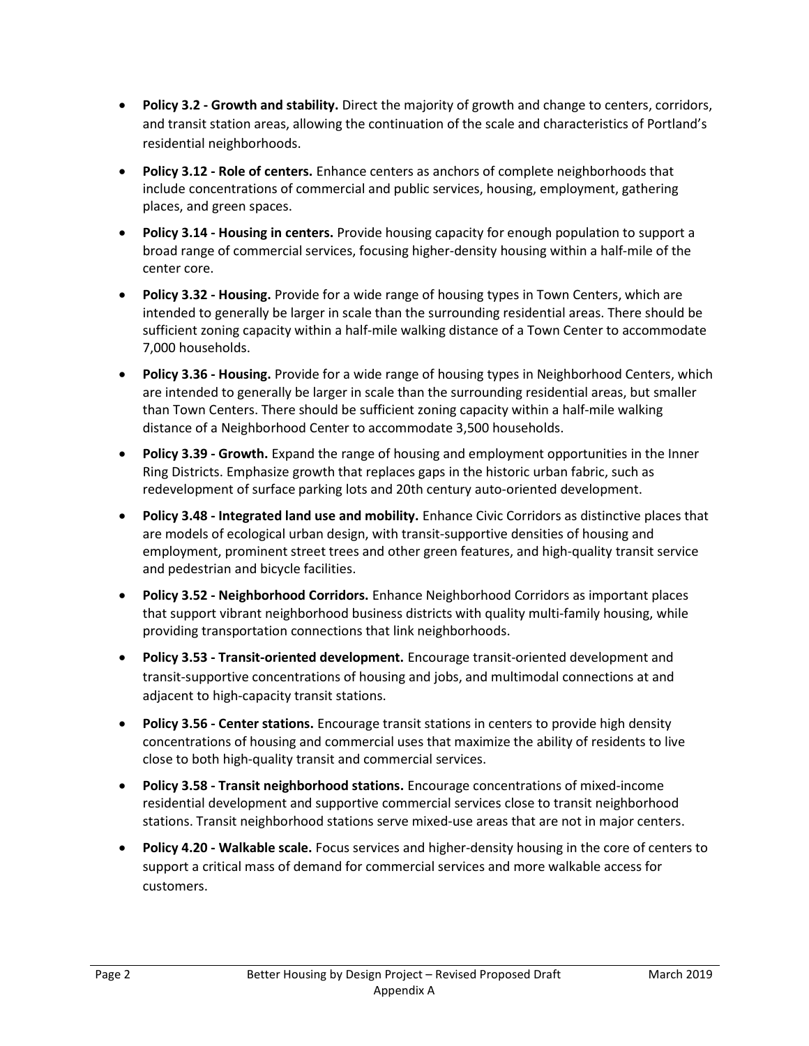- **Policy 3.2 - Growth and stability.** Direct the majority of growth and change to centers, corridors, and transit station areas, allowing the continuation of the scale and characteristics of Portland's residential neighborhoods.
- **Policy 3.12 - Role of centers.** Enhance centers as anchors of complete neighborhoods that include concentrations of commercial and public services, housing, employment, gathering places, and green spaces.
- **Policy 3.14 - Housing in centers.** Provide housing capacity for enough population to support a broad range of commercial services, focusing higher-density housing within a half-mile of the center core.
- **Policy 3.32 - Housing.** Provide for a wide range of housing types in Town Centers, which are intended to generally be larger in scale than the surrounding residential areas. There should be sufficient zoning capacity within a half-mile walking distance of a Town Center to accommodate 7,000 households.
- **Policy 3.36 - Housing.** Provide for a wide range of housing types in Neighborhood Centers, which are intended to generally be larger in scale than the surrounding residential areas, but smaller than Town Centers. There should be sufficient zoning capacity within a half-mile walking distance of a Neighborhood Center to accommodate 3,500 households.
- **Policy 3.39 - Growth.** Expand the range of housing and employment opportunities in the Inner Ring Districts. Emphasize growth that replaces gaps in the historic urban fabric, such as redevelopment of surface parking lots and 20th century auto-oriented development.
- **Policy 3.48 - Integrated land use and mobility.** Enhance Civic Corridors as distinctive places that are models of ecological urban design, with transit-supportive densities of housing and employment, prominent street trees and other green features, and high-quality transit service and pedestrian and bicycle facilities.
- **Policy 3.52 - Neighborhood Corridors.** Enhance Neighborhood Corridors as important places that support vibrant neighborhood business districts with quality multi-family housing, while providing transportation connections that link neighborhoods.
- **Policy 3.53 - Transit-oriented development.** Encourage transit-oriented development and transit-supportive concentrations of housing and jobs, and multimodal connections at and adjacent to high-capacity transit stations.
- **Policy 3.56 - Center stations.** Encourage transit stations in centers to provide high density concentrations of housing and commercial uses that maximize the ability of residents to live close to both high-quality transit and commercial services.
- **Policy 3.58 - Transit neighborhood stations.** Encourage concentrations of mixed-income residential development and supportive commercial services close to transit neighborhood stations. Transit neighborhood stations serve mixed-use areas that are not in major centers.
- **Policy 4.20 - Walkable scale.** Focus services and higher-density housing in the core of centers to support a critical mass of demand for commercial services and more walkable access for customers.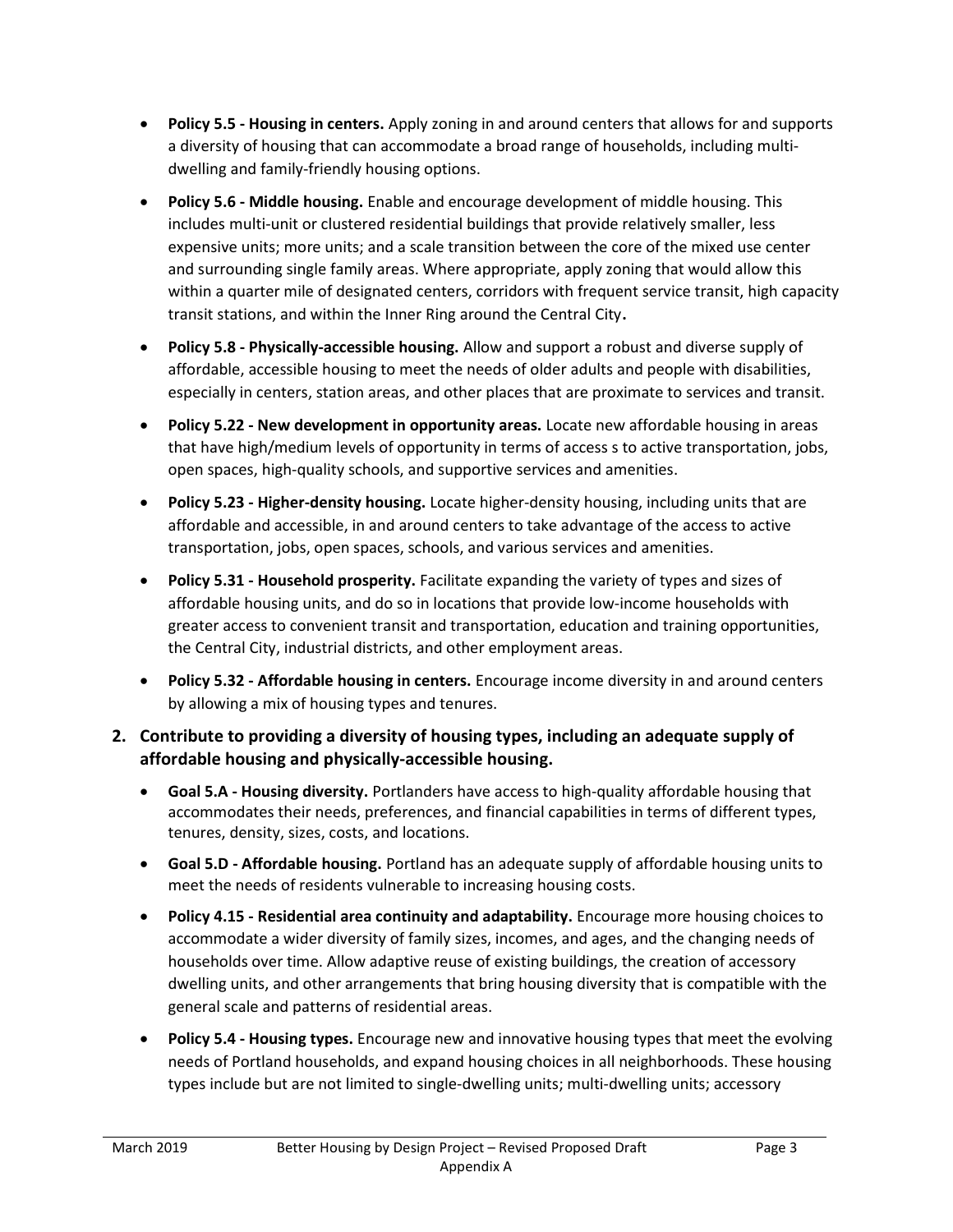- **Policy 5.5 - Housing in centers.** Apply zoning in and around centers that allows for and supports a diversity of housing that can accommodate a broad range of households, including multi-dwelling and family-friendly housing options.
- **Policy 5.6 - Middle housing.** Enable and encourage development of middle housing. This includes multi-unit or clustered residential buildings that provide relatively smaller, less expensive units; more units; and a scale transition between the core of the mixed use center and surrounding single family areas. Where appropriate, apply zoning that would allow this within a quarter mile of designated centers, corridors with frequent service transit, high capacity transit stations, and within the Inner Ring around the Central City**.**
- **Policy 5.8 - Physically-accessible housing.** Allow and support a robust and diverse supply of affordable, accessible housing to meet the needs of older adults and people with disabilities, especially in centers, station areas, and other places that are proximate to services and transit.
- **Policy 5.22 - New development in opportunity areas.** Locate new affordable housing in areas that have high/medium levels of opportunity in terms of access s to active transportation, jobs, open spaces, high-quality schools, and supportive services and amenities.
- **Policy 5.23 - Higher-density housing.** Locate higher-density housing, including units that are affordable and accessible, in and around centers to take advantage of the access to active transportation, jobs, open spaces, schools, and various services and amenities.
- **Policy 5.31 - Household prosperity.** Facilitate expanding the variety of types and sizes of affordable housing units, and do so in locations that provide low-income households with greater access to convenient transit and transportation, education and training opportunities, the Central City, industrial districts, and other employment areas.
- **Policy 5.32 - Affordable housing in centers.** Encourage income diversity in and around centers by allowing a mix of housing types and tenures.

**2. Contribute to providing a diversity of housing types, including an adequate supply of affordable housing and physically-accessible housing.**

- **Goal 5.A - Housing diversity.** Portlanders have access to high-quality affordable housing that accommodates their needs, preferences, and financial capabilities in terms of different types, tenures, density, sizes, costs, and locations.
- **Goal 5.D - Affordable housing.** Portland has an adequate supply of affordable housing units to meet the needs of residents vulnerable to increasing housing costs.
- **Policy 4.15 - Residential area continuity and adaptability.** Encourage more housing choices to accommodate a wider diversity of family sizes, incomes, and ages, and the changing needs of households over time. Allow adaptive reuse of existing buildings, the creation of accessory dwelling units, and other arrangements that bring housing diversity that is compatible with the general scale and patterns of residential areas.
- **Policy 5.4 - Housing types.** Encourage new and innovative housing types that meet the evolving needs of Portland households, and expand housing choices in all neighborhoods. These housing types include but are not limited to single-dwelling units; multi-dwelling units; accessory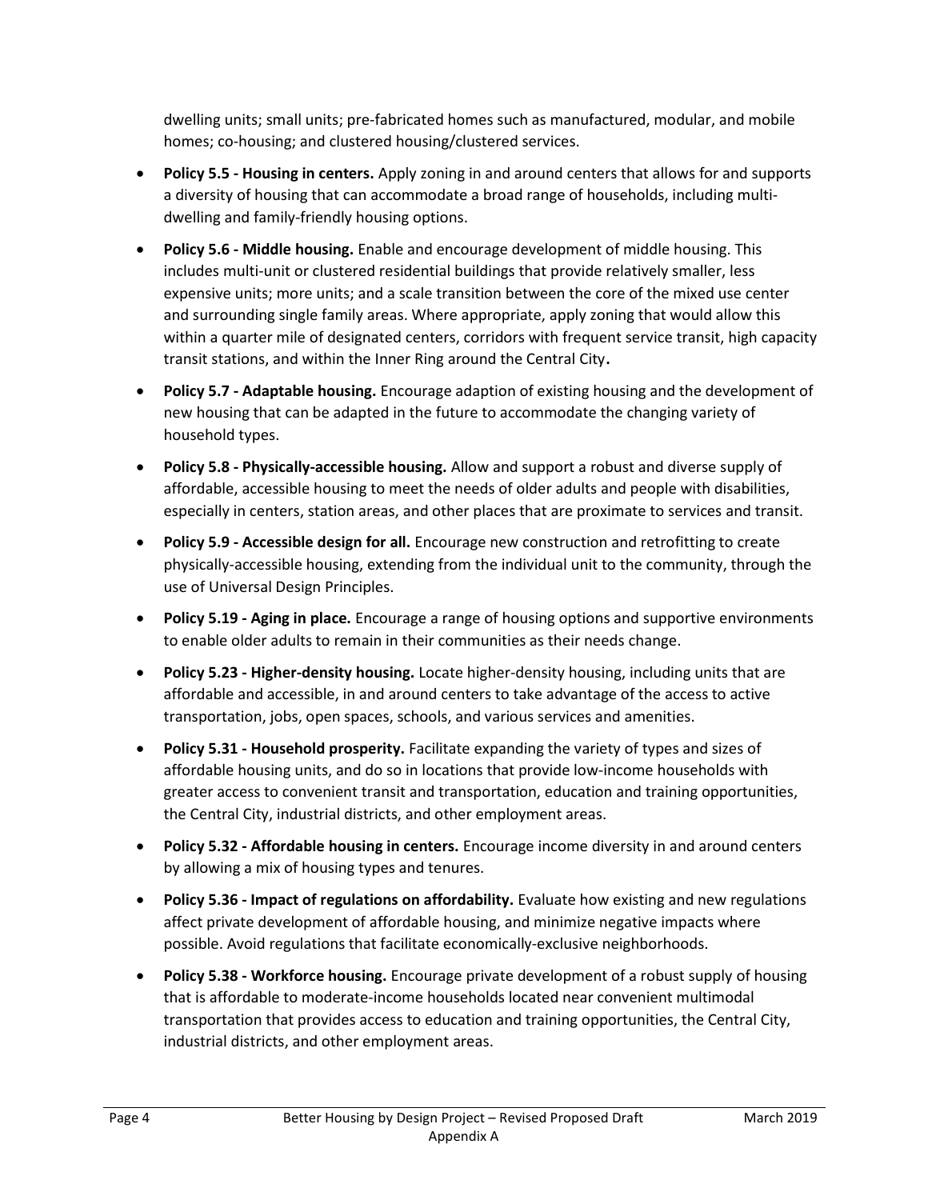dwelling units; small units; pre-fabricated homes such as manufactured, modular, and mobile homes; co-housing; and clustered housing/clustered services.

- **Policy 5.5 - Housing in centers.** Apply zoning in and around centers that allows for and supports a diversity of housing that can accommodate a broad range of households, including multi-dwelling and family-friendly housing options.
- **Policy 5.6 - Middle housing.** Enable and encourage development of middle housing. This includes multi-unit or clustered residential buildings that provide relatively smaller, less expensive units; more units; and a scale transition between the core of the mixed use center and surrounding single family areas. Where appropriate, apply zoning that would allow this within a quarter mile of designated centers, corridors with frequent service transit, high capacity transit stations, and within the Inner Ring around the Central City**.**
- **Policy 5.7 - Adaptable housing.** Encourage adaption of existing housing and the development of new housing that can be adapted in the future to accommodate the changing variety of household types.
- **Policy 5.8 - Physically-accessible housing.** Allow and support a robust and diverse supply of affordable, accessible housing to meet the needs of older adults and people with disabilities, especially in centers, station areas, and other places that are proximate to services and transit.
- **Policy 5.9 - Accessible design for all.** Encourage new construction and retrofitting to create physically-accessible housing, extending from the individual unit to the community, through the use of Universal Design Principles.
- **Policy 5.19 - Aging in place.** Encourage a range of housing options and supportive environments to enable older adults to remain in their communities as their needs change.
- **Policy 5.23 - Higher-density housing.** Locate higher-density housing, including units that are affordable and accessible, in and around centers to take advantage of the access to active transportation, jobs, open spaces, schools, and various services and amenities.
- **Policy 5.31 - Household prosperity.** Facilitate expanding the variety of types and sizes of affordable housing units, and do so in locations that provide low-income households with greater access to convenient transit and transportation, education and training opportunities, the Central City, industrial districts, and other employment areas.
- **Policy 5.32 - Affordable housing in centers.** Encourage income diversity in and around centers by allowing a mix of housing types and tenures.
- **Policy 5.36 - Impact of regulations on affordability.** Evaluate how existing and new regulations affect private development of affordable housing, and minimize negative impacts where possible. Avoid regulations that facilitate economically-exclusive neighborhoods.
- **Policy 5.38 - Workforce housing.** Encourage private development of a robust supply of housing that is affordable to moderate-income households located near convenient multimodal transportation that provides access to education and training opportunities, the Central City, industrial districts, and other employment areas.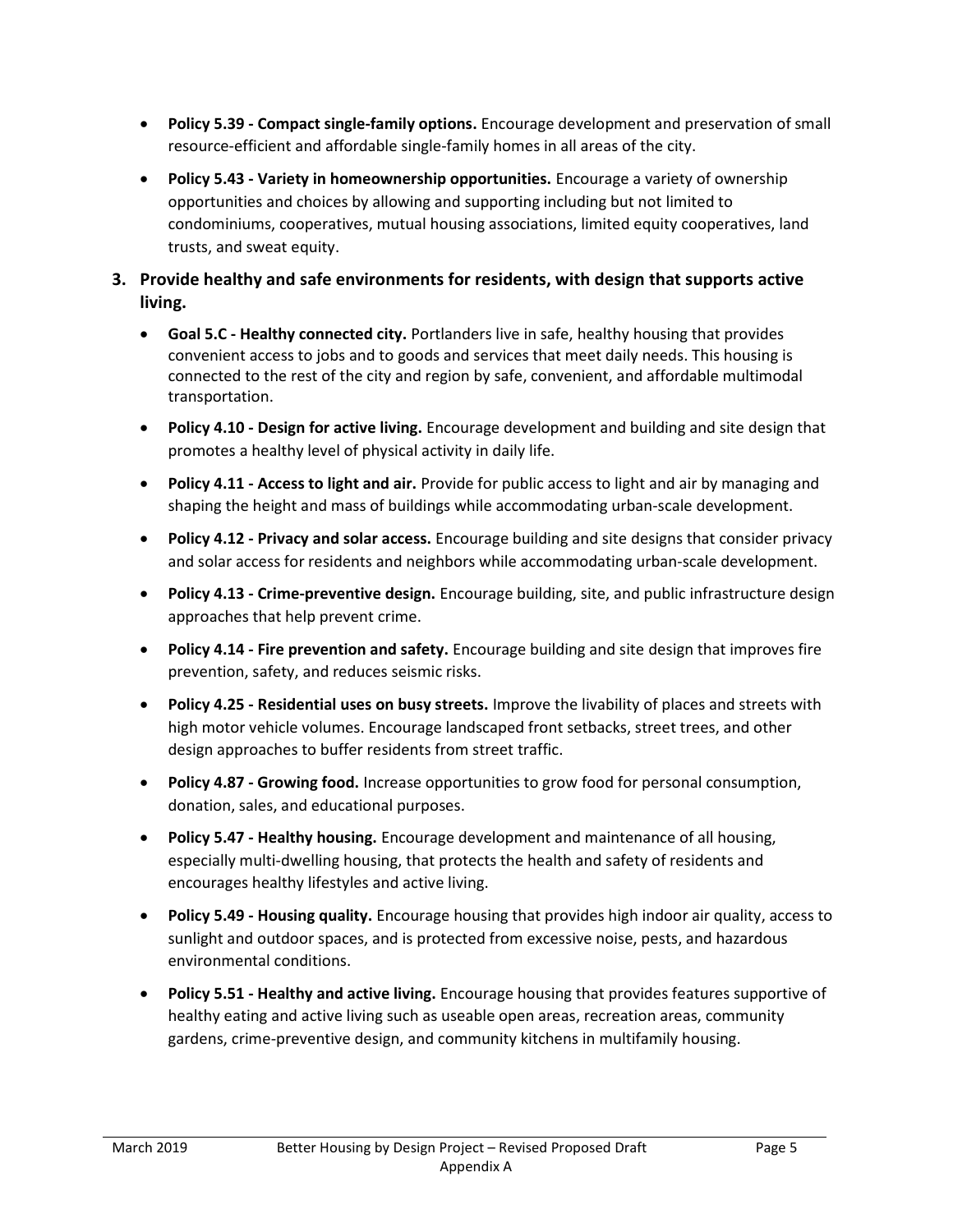- **Policy 5.39 - Compact single-family options.** Encourage development and preservation of small resource-efficient and affordable single-family homes in all areas of the city.
- **Policy 5.43 - Variety in homeownership opportunities.** Encourage a variety of ownership opportunities and choices by allowing and supporting including but not limited to condominiums, cooperatives, mutual housing associations, limited equity cooperatives, land trusts, and sweat equity.

**3. Provide healthy and safe environments for residents, with design that supports active living.**

- **Goal 5.C - Healthy connected city.** Portlanders live in safe, healthy housing that provides convenient access to jobs and to goods and services that meet daily needs. This housing is connected to the rest of the city and region by safe, convenient, and affordable multimodal transportation.
- **Policy 4.10 - Design for active living.** Encourage development and building and site design that promotes a healthy level of physical activity in daily life.
- **Policy 4.11 - Access to light and air.** Provide for public access to light and air by managing and shaping the height and mass of buildings while accommodating urban-scale development.
- **Policy 4.12 - Privacy and solar access.** Encourage building and site designs that consider privacy and solar access for residents and neighbors while accommodating urban-scale development.
- **Policy 4.13 - Crime-preventive design.** Encourage building, site, and public infrastructure design approaches that help prevent crime.
- **Policy 4.14 - Fire prevention and safety.** Encourage building and site design that improves fire prevention, safety, and reduces seismic risks.
- **Policy 4.25 - Residential uses on busy streets.** Improve the livability of places and streets with high motor vehicle volumes. Encourage landscaped front setbacks, street trees, and other design approaches to buffer residents from street traffic.
- **Policy 4.87 - Growing food.** Increase opportunities to grow food for personal consumption, donation, sales, and educational purposes.
- **Policy 5.47 - Healthy housing.** Encourage development and maintenance of all housing, especially multi-dwelling housing, that protects the health and safety of residents and encourages healthy lifestyles and active living.
- **Policy 5.49 - Housing quality.** Encourage housing that provides high indoor air quality, access to sunlight and outdoor spaces, and is protected from excessive noise, pests, and hazardous environmental conditions.
- **Policy 5.51 - Healthy and active living.** Encourage housing that provides features supportive of healthy eating and active living such as useable open areas, recreation areas, community gardens, crime-preventive design, and community kitchens in multifamily housing.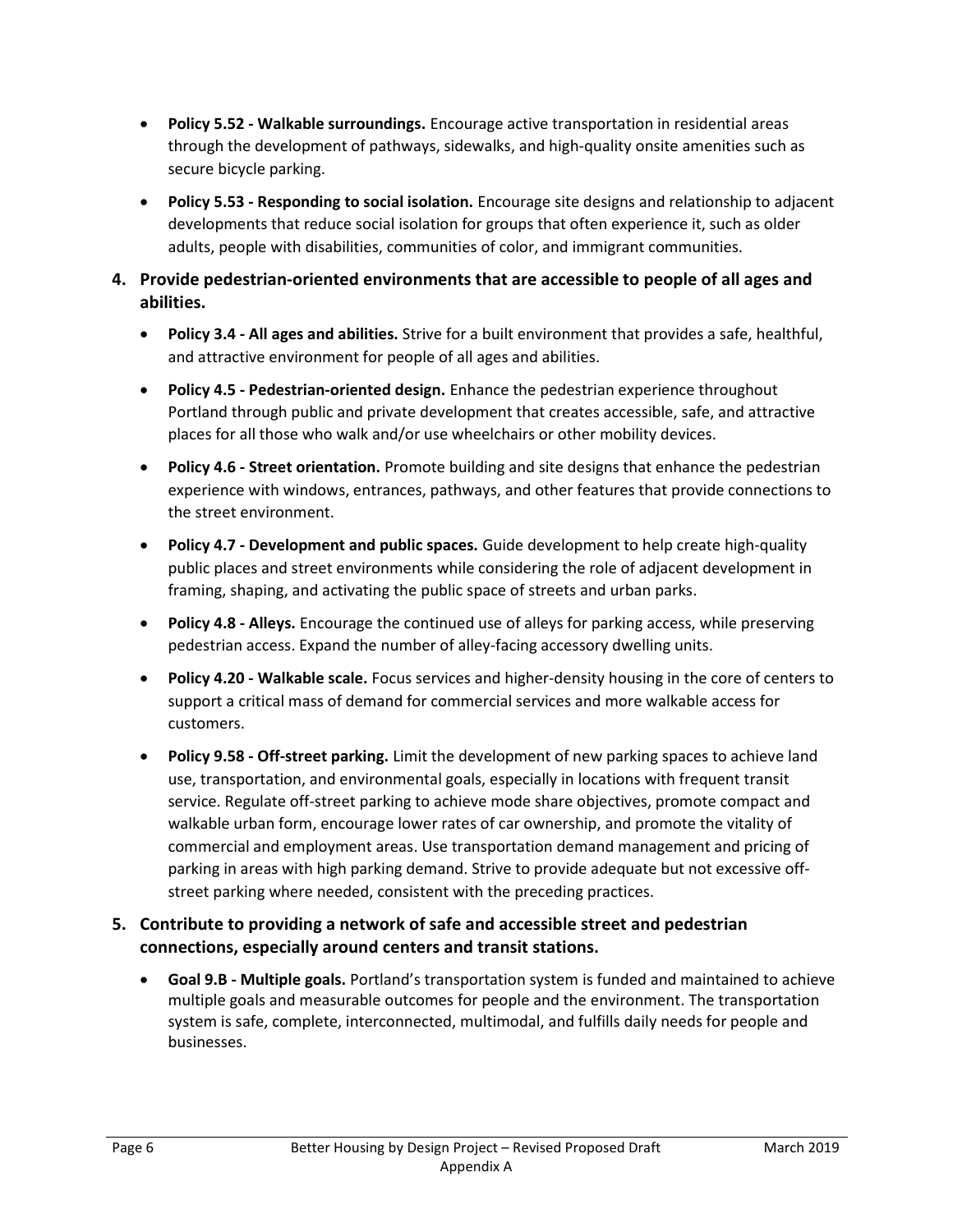- **Policy 5.52 - Walkable surroundings.** Encourage active transportation in residential areas through the development of pathways, sidewalks, and high-quality onsite amenities such as secure bicycle parking.
- **Policy 5.53 - Responding to social isolation.** Encourage site designs and relationship to adjacent developments that reduce social isolation for groups that often experience it, such as older adults, people with disabilities, communities of color, and immigrant communities.

**4. Provide pedestrian-oriented environments that are accessible to people of all ages and abilities.**

- **Policy 3.4 - All ages and abilities.** Strive for a built environment that provides a safe, healthful, and attractive environment for people of all ages and abilities.
- **Policy 4.5 - Pedestrian-oriented design.** Enhance the pedestrian experience throughout Portland through public and private development that creates accessible, safe, and attractive places for all those who walk and/or use wheelchairs or other mobility devices.
- **Policy 4.6 - Street orientation.** Promote building and site designs that enhance the pedestrian experience with windows, entrances, pathways, and other features that provide connections to the street environment.
- **Policy 4.7 - Development and public spaces.** Guide development to help create high-quality public places and street environments while considering the role of adjacent development in framing, shaping, and activating the public space of streets and urban parks.
- **Policy 4.8 - Alleys.** Encourage the continued use of alleys for parking access, while preserving pedestrian access. Expand the number of alley-facing accessory dwelling units.
- **Policy 4.20 - Walkable scale.** Focus services and higher-density housing in the core of centers to support a critical mass of demand for commercial services and more walkable access for customers.
- **Policy 9.58 - Off-street parking.** Limit the development of new parking spaces to achieve land use, transportation, and environmental goals, especially in locations with frequent transit service. Regulate off-street parking to achieve mode share objectives, promote compact and walkable urban form, encourage lower rates of car ownership, and promote the vitality of commercial and employment areas. Use transportation demand management and pricing of parking in areas with high parking demand. Strive to provide adequate but not excessive off-street parking where needed, consistent with the preceding practices.

**5. Contribute to providing a network of safe and accessible street and pedestrian connections, especially around centers and transit stations.**

- **Goal 9.B - Multiple goals.** Portland's transportation system is funded and maintained to achieve multiple goals and measurable outcomes for people and the environment. The transportation system is safe, complete, interconnected, multimodal, and fulfills daily needs for people and businesses.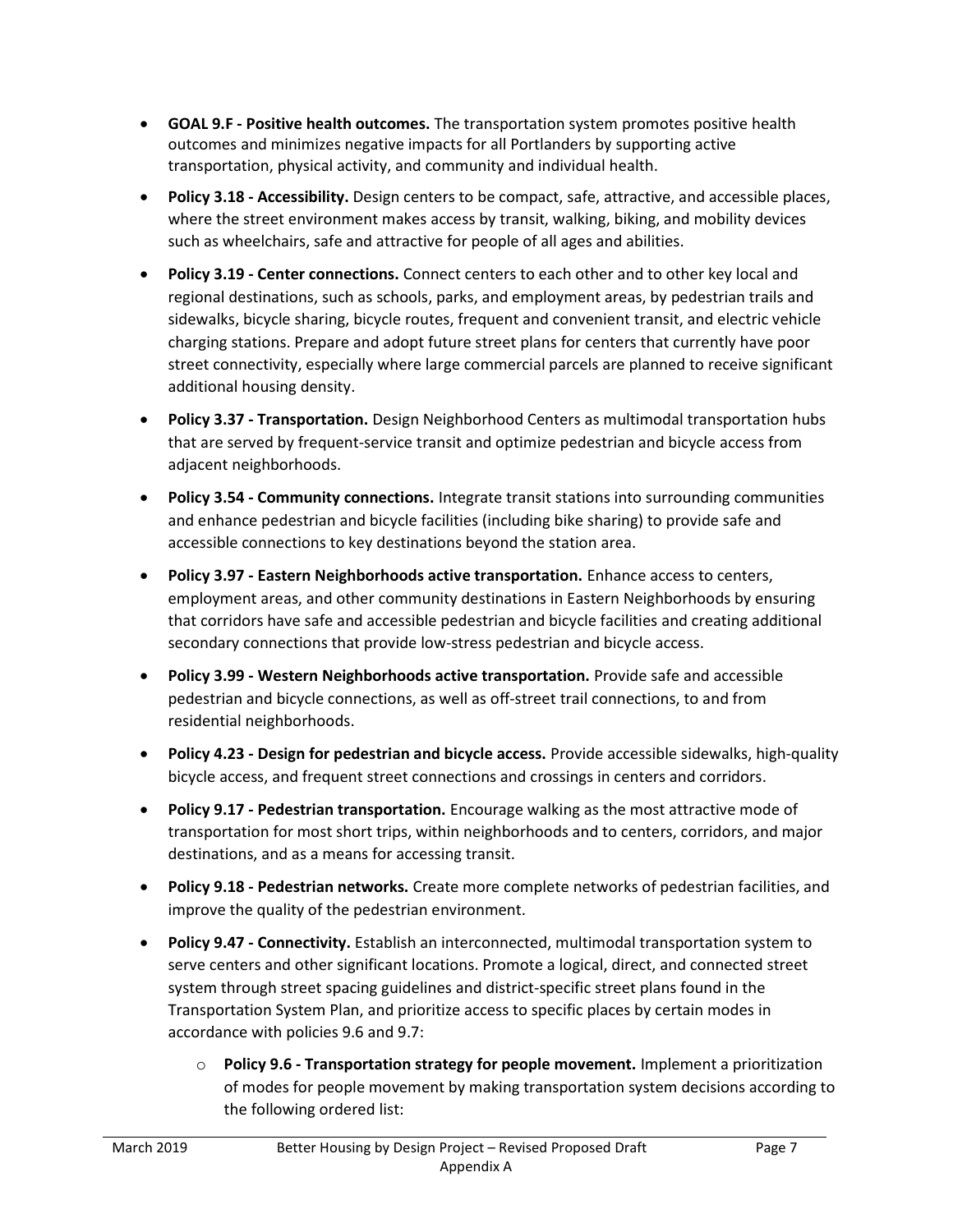- **GOAL 9.F - Positive health outcomes.** The transportation system promotes positive health outcomes and minimizes negative impacts for all Portlanders by supporting active transportation, physical activity, and community and individual health.
- **Policy 3.18 - Accessibility.** Design centers to be compact, safe, attractive, and accessible places, where the street environment makes access by transit, walking, biking, and mobility devices such as wheelchairs, safe and attractive for people of all ages and abilities.
- **Policy 3.19 - Center connections.** Connect centers to each other and to other key local and regional destinations, such as schools, parks, and employment areas, by pedestrian trails and sidewalks, bicycle sharing, bicycle routes, frequent and convenient transit, and electric vehicle charging stations. Prepare and adopt future street plans for centers that currently have poor street connectivity, especially where large commercial parcels are planned to receive significant additional housing density.
- **Policy 3.37 - Transportation.** Design Neighborhood Centers as multimodal transportation hubs that are served by frequent-service transit and optimize pedestrian and bicycle access from adjacent neighborhoods.
- **Policy 3.54 - Community connections.** Integrate transit stations into surrounding communities and enhance pedestrian and bicycle facilities (including bike sharing) to provide safe and accessible connections to key destinations beyond the station area.
- **Policy 3.97 - Eastern Neighborhoods active transportation.** Enhance access to centers, employment areas, and other community destinations in Eastern Neighborhoods by ensuring that corridors have safe and accessible pedestrian and bicycle facilities and creating additional secondary connections that provide low-stress pedestrian and bicycle access.
- **Policy 3.99 - Western Neighborhoods active transportation.** Provide safe and accessible pedestrian and bicycle connections, as well as off-street trail connections, to and from residential neighborhoods.
- **Policy 4.23 - Design for pedestrian and bicycle access.** Provide accessible sidewalks, high-quality bicycle access, and frequent street connections and crossings in centers and corridors.
- **Policy 9.17 - Pedestrian transportation.** Encourage walking as the most attractive mode of transportation for most short trips, within neighborhoods and to centers, corridors, and major destinations, and as a means for accessing transit.
- **Policy 9.18 - Pedestrian networks.** Create more complete networks of pedestrian facilities, and improve the quality of the pedestrian environment.
- **Policy 9.47 - Connectivity.** Establish an interconnected, multimodal transportation system to serve centers and other significant locations. Promote a logical, direct, and connected street system through street spacing guidelines and district-specific street plans found in the Transportation System Plan, and prioritize access to specific places by certain modes in accordance with policies 9.6 and 9.7:
  - **Policy 9.6 - Transportation strategy for people movement.** Implement a prioritization of modes for people movement by making transportation system decisions according to the following ordered list: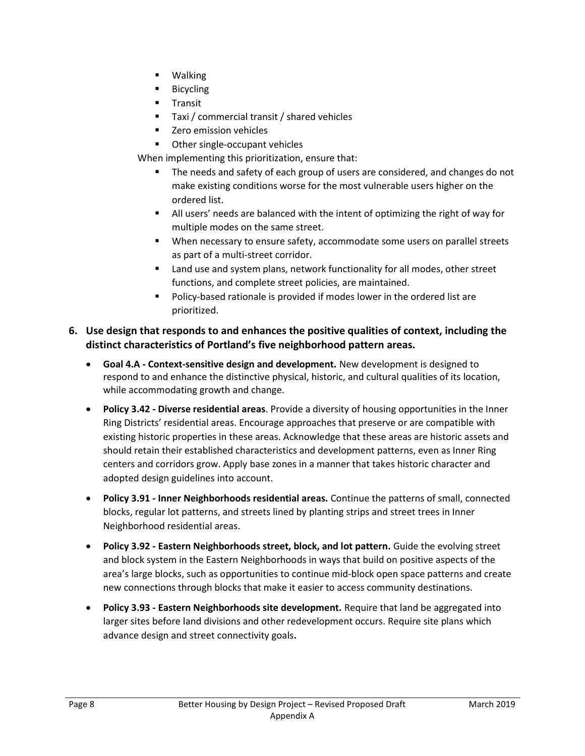- Walking
  - Bicycling
  - Transit
  - Taxi / commercial transit / shared vehicles
  - Zero emission vehicles
  - Other single-occupant vehicles

  When implementing this prioritization, ensure that:

  - The needs and safety of each group of users are considered, and changes do not make existing conditions worse for the most vulnerable users higher on the ordered list.
  - All users' needs are balanced with the intent of optimizing the right of way for multiple modes on the same street.
  - When necessary to ensure safety, accommodate some users on parallel streets as part of a multi-street corridor.
  - Land use and system plans, network functionality for all modes, other street functions, and complete street policies, are maintained.
  - Policy-based rationale is provided if modes lower in the ordered list are prioritized.

6. **Use design that responds to and enhances the positive qualities of context, including the distinct characteristics of Portland's five neighborhood pattern areas.**

   - **Goal 4.A - Context-sensitive design and development.** New development is designed to respond to and enhance the distinctive physical, historic, and cultural qualities of its location, while accommodating growth and change.
   - **Policy 3.42 - Diverse residential areas**. Provide a diversity of housing opportunities in the Inner Ring Districts' residential areas. Encourage approaches that preserve or are compatible with existing historic properties in these areas. Acknowledge that these areas are historic assets and should retain their established characteristics and development patterns, even as Inner Ring centers and corridors grow. Apply base zones in a manner that takes historic character and adopted design guidelines into account.
   - **Policy 3.91 - Inner Neighborhoods residential areas.** Continue the patterns of small, connected blocks, regular lot patterns, and streets lined by planting strips and street trees in Inner Neighborhood residential areas.
   - **Policy 3.92 - Eastern Neighborhoods street, block, and lot pattern.** Guide the evolving street and block system in the Eastern Neighborhoods in ways that build on positive aspects of the area's large blocks, such as opportunities to continue mid-block open space patterns and create new connections through blocks that make it easier to access community destinations.
   - **Policy 3.93 - Eastern Neighborhoods site development.** Require that land be aggregated into larger sites before land divisions and other redevelopment occurs. Require site plans which advance design and street connectivity goals**.**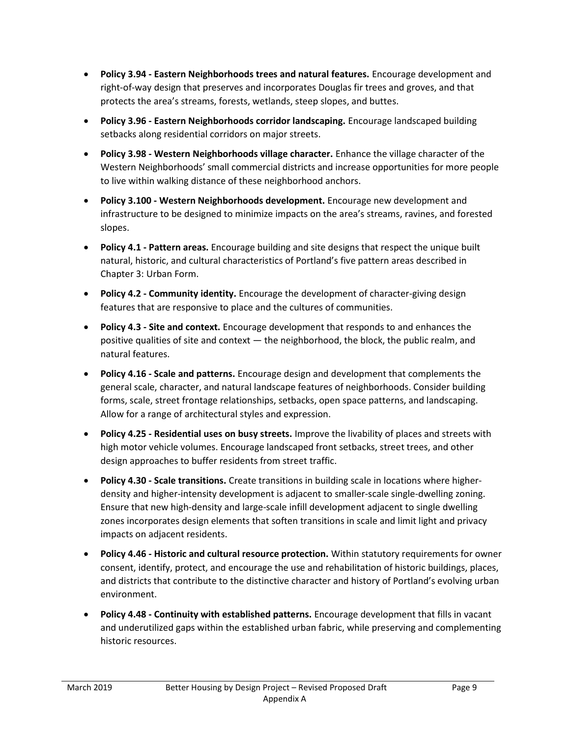- **Policy 3.94 - Eastern Neighborhoods trees and natural features.** Encourage development and right-of-way design that preserves and incorporates Douglas fir trees and groves, and that protects the area's streams, forests, wetlands, steep slopes, and buttes.
- **Policy 3.96 - Eastern Neighborhoods corridor landscaping.** Encourage landscaped building setbacks along residential corridors on major streets.
- **Policy 3.98 - Western Neighborhoods village character.** Enhance the village character of the Western Neighborhoods' small commercial districts and increase opportunities for more people to live within walking distance of these neighborhood anchors.
- **Policy 3.100 - Western Neighborhoods development.** Encourage new development and infrastructure to be designed to minimize impacts on the area's streams, ravines, and forested slopes.
- **Policy 4.1 - Pattern areas.** Encourage building and site designs that respect the unique built natural, historic, and cultural characteristics of Portland's five pattern areas described in Chapter 3: Urban Form.
- **Policy 4.2 - Community identity.** Encourage the development of character-giving design features that are responsive to place and the cultures of communities.
- **Policy 4.3 - Site and context.** Encourage development that responds to and enhances the positive qualities of site and context — the neighborhood, the block, the public realm, and natural features.
- **Policy 4.16 - Scale and patterns.** Encourage design and development that complements the general scale, character, and natural landscape features of neighborhoods. Consider building forms, scale, street frontage relationships, setbacks, open space patterns, and landscaping. Allow for a range of architectural styles and expression.
- **Policy 4.25 - Residential uses on busy streets.** Improve the livability of places and streets with high motor vehicle volumes. Encourage landscaped front setbacks, street trees, and other design approaches to buffer residents from street traffic.
- **Policy 4.30 - Scale transitions.** Create transitions in building scale in locations where higher-density and higher-intensity development is adjacent to smaller-scale single-dwelling zoning. Ensure that new high-density and large-scale infill development adjacent to single dwelling zones incorporates design elements that soften transitions in scale and limit light and privacy impacts on adjacent residents.
- **Policy 4.46 - Historic and cultural resource protection.** Within statutory requirements for owner consent, identify, protect, and encourage the use and rehabilitation of historic buildings, places, and districts that contribute to the distinctive character and history of Portland's evolving urban environment.
- **Policy 4.48 - Continuity with established patterns.** Encourage development that fills in vacant and underutilized gaps within the established urban fabric, while preserving and complementing historic resources.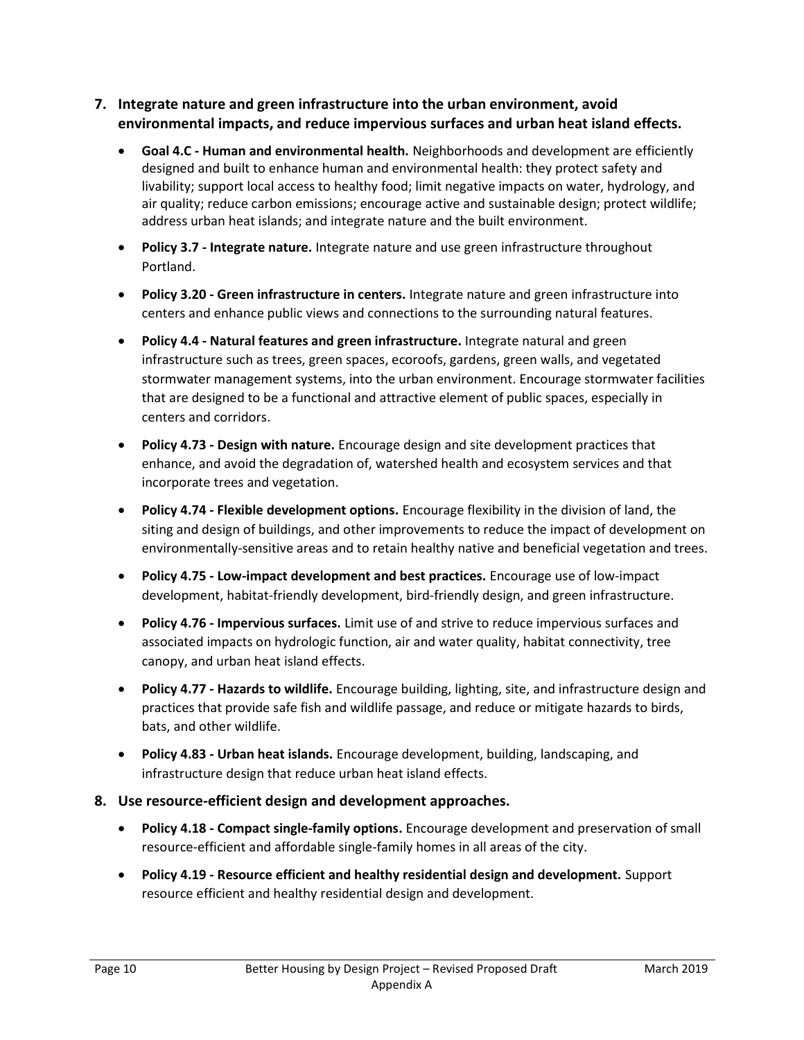7. **Integrate nature and green infrastructure into the urban environment, avoid environmental impacts, and reduce impervious surfaces and urban heat island effects.**

   - **Goal 4.C - Human and environmental health.** Neighborhoods and development are efficiently designed and built to enhance human and environmental health: they protect safety and livability; support local access to healthy food; limit negative impacts on water, hydrology, and air quality; reduce carbon emissions; encourage active and sustainable design; protect wildlife; address urban heat islands; and integrate nature and the built environment.
   - **Policy 3.7 - Integrate nature.** Integrate nature and use green infrastructure throughout Portland.
   - **Policy 3.20 - Green infrastructure in centers.** Integrate nature and green infrastructure into centers and enhance public views and connections to the surrounding natural features.
   - **Policy 4.4 - Natural features and green infrastructure.** Integrate natural and green infrastructure such as trees, green spaces, ecoroofs, gardens, green walls, and vegetated stormwater management systems, into the urban environment. Encourage stormwater facilities that are designed to be a functional and attractive element of public spaces, especially in centers and corridors.
   - **Policy 4.73 - Design with nature.** Encourage design and site development practices that enhance, and avoid the degradation of, watershed health and ecosystem services and that incorporate trees and vegetation.
   - **Policy 4.74 - Flexible development options.** Encourage flexibility in the division of land, the siting and design of buildings, and other improvements to reduce the impact of development on environmentally-sensitive areas and to retain healthy native and beneficial vegetation and trees.
   - **Policy 4.75 - Low-impact development and best practices.** Encourage use of low-impact development, habitat-friendly development, bird-friendly design, and green infrastructure.
   - **Policy 4.76 - Impervious surfaces.** Limit use of and strive to reduce impervious surfaces and associated impacts on hydrologic function, air and water quality, habitat connectivity, tree canopy, and urban heat island effects.
   - **Policy 4.77 - Hazards to wildlife.** Encourage building, lighting, site, and infrastructure design and practices that provide safe fish and wildlife passage, and reduce or mitigate hazards to birds, bats, and other wildlife.
   - **Policy 4.83 - Urban heat islands.** Encourage development, building, landscaping, and infrastructure design that reduce urban heat island effects.

8. **Use resource-efficient design and development approaches.**

   - **Policy 4.18 - Compact single-family options.** Encourage development and preservation of small resource-efficient and affordable single-family homes in all areas of the city.
   - **Policy 4.19 - Resource efficient and healthy residential design and development.** Support resource efficient and healthy residential design and development.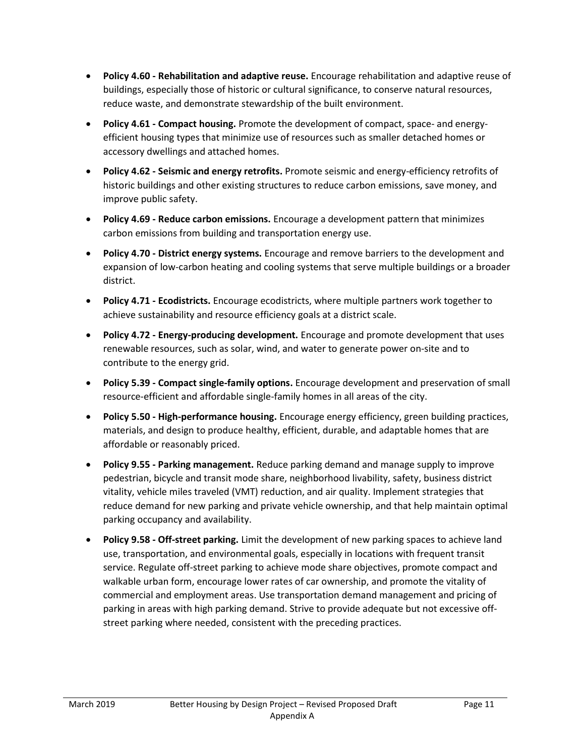- **Policy 4.60 - Rehabilitation and adaptive reuse.** Encourage rehabilitation and adaptive reuse of buildings, especially those of historic or cultural significance, to conserve natural resources, reduce waste, and demonstrate stewardship of the built environment.
- **Policy 4.61 - Compact housing.** Promote the development of compact, space- and energy-efficient housing types that minimize use of resources such as smaller detached homes or accessory dwellings and attached homes.
- **Policy 4.62 - Seismic and energy retrofits.** Promote seismic and energy-efficiency retrofits of historic buildings and other existing structures to reduce carbon emissions, save money, and improve public safety.
- **Policy 4.69 - Reduce carbon emissions.** Encourage a development pattern that minimizes carbon emissions from building and transportation energy use.
- **Policy 4.70 - District energy systems.** Encourage and remove barriers to the development and expansion of low-carbon heating and cooling systems that serve multiple buildings or a broader district.
- **Policy 4.71 - Ecodistricts.** Encourage ecodistricts, where multiple partners work together to achieve sustainability and resource efficiency goals at a district scale.
- **Policy 4.72 - Energy-producing development.** Encourage and promote development that uses renewable resources, such as solar, wind, and water to generate power on-site and to contribute to the energy grid.
- **Policy 5.39 - Compact single-family options.** Encourage development and preservation of small resource-efficient and affordable single-family homes in all areas of the city.
- **Policy 5.50 - High-performance housing.** Encourage energy efficiency, green building practices, materials, and design to produce healthy, efficient, durable, and adaptable homes that are affordable or reasonably priced.
- **Policy 9.55 - Parking management.** Reduce parking demand and manage supply to improve pedestrian, bicycle and transit mode share, neighborhood livability, safety, business district vitality, vehicle miles traveled (VMT) reduction, and air quality. Implement strategies that reduce demand for new parking and private vehicle ownership, and that help maintain optimal parking occupancy and availability.
- **Policy 9.58 - Off-street parking.** Limit the development of new parking spaces to achieve land use, transportation, and environmental goals, especially in locations with frequent transit service. Regulate off-street parking to achieve mode share objectives, promote compact and walkable urban form, encourage lower rates of car ownership, and promote the vitality of commercial and employment areas. Use transportation demand management and pricing of parking in areas with high parking demand. Strive to provide adequate but not excessive off-street parking where needed, consistent with the preceding practices.